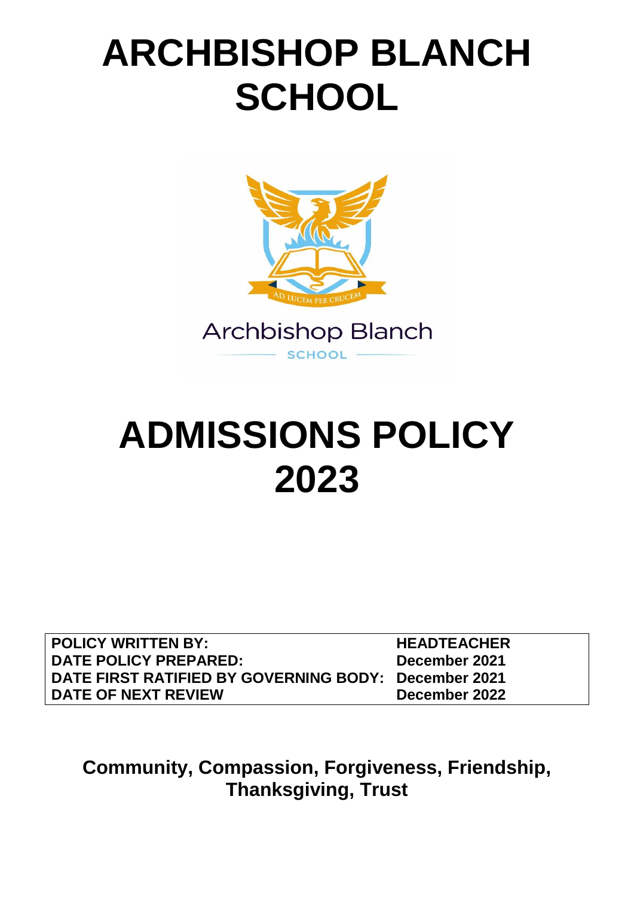# ARCHBISHOP BLANCH SCHOOL

# ADMISSIONS POLICY 2023

| | |
|---|---|
| **POLICY WRITTEN BY:** | **HEADTEACHER** |
| **DATE POLICY PREPARED:** | **December 2021** |
| **DATE FIRST RATIFIED BY GOVERNING BODY:** | **December 2021** |
| **DATE OF NEXT REVIEW** | **December 2022** |

**Community, Compassion, Forgiveness, Friendship, Thanksgiving, Trust**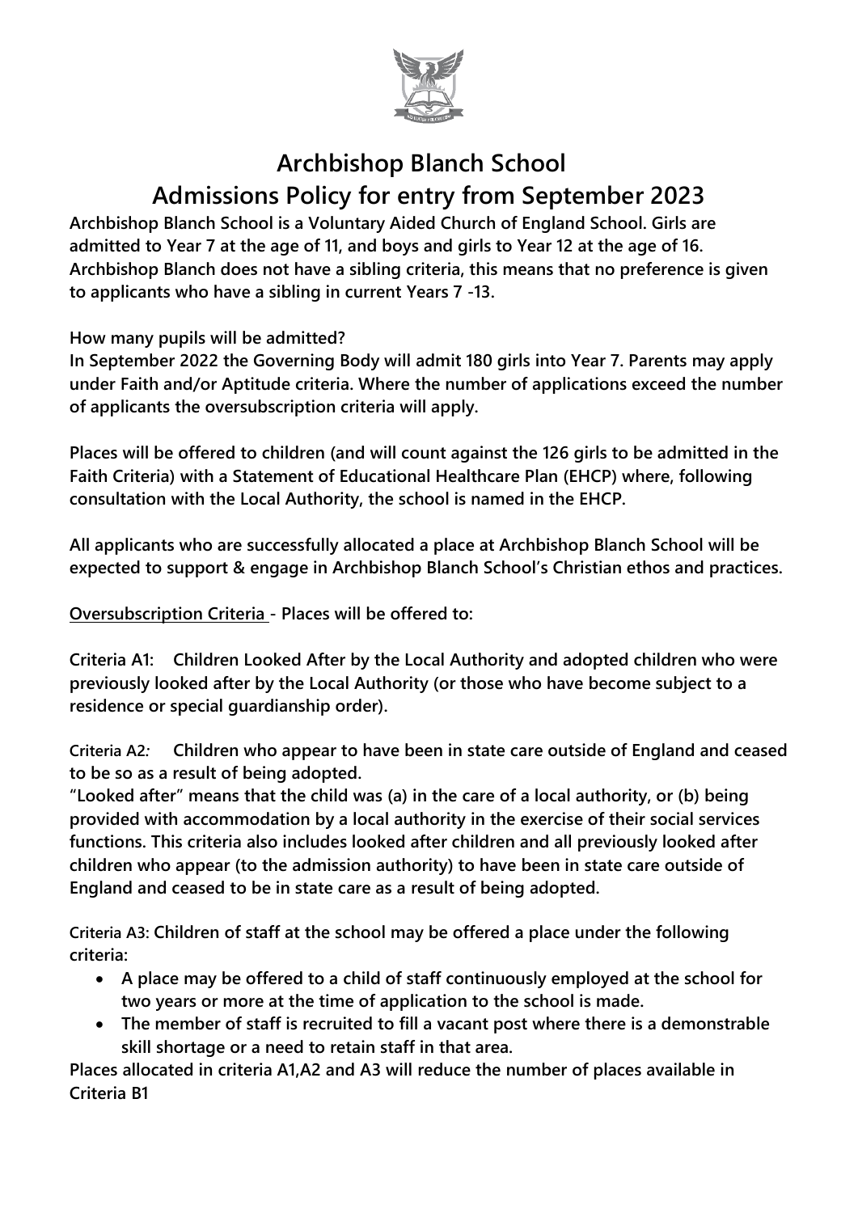# Archbishop Blanch School

# Admissions Policy for entry from September 2023

**Archbishop Blanch School is a Voluntary Aided Church of England School. Girls are admitted to Year 7 at the age of 11, and boys and girls to Year 12 at the age of 16. Archbishop Blanch does not have a sibling criteria, this means that no preference is given to applicants who have a sibling in current Years 7 -13.**

**How many pupils will be admitted?**

**In September 2022 the Governing Body will admit 180 girls into Year 7. Parents may apply under Faith and/or Aptitude criteria. Where the number of applications exceed the number of applicants the oversubscription criteria will apply.**

**Places will be offered to children (and will count against the 126 girls to be admitted in the Faith Criteria) with a Statement of Educational Healthcare Plan (EHCP) where, following consultation with the Local Authority, the school is named in the EHCP.**

**All applicants who are successfully allocated a place at Archbishop Blanch School will be expected to support & engage in Archbishop Blanch School's Christian ethos and practices.**

**Oversubscription Criteria - Places will be offered to:**

**Criteria A1: Children Looked After by the Local Authority and adopted children who were previously looked after by the Local Authority (or those who have become subject to a residence or special guardianship order).**

Criteria A2*:* **Children who appear to have been in state care outside of England and ceased to be so as a result of being adopted.**

**"Looked after" means that the child was (a) in the care of a local authority, or (b) being provided with accommodation by a local authority in the exercise of their social services functions. This criteria also includes looked after children and all previously looked after children who appear (to the admission authority) to have been in state care outside of England and ceased to be in state care as a result of being adopted.**

Criteria A3: **Children of staff at the school may be offered a place under the following criteria:**

- **A place may be offered to a child of staff continuously employed at the school for two years or more at the time of application to the school is made.**
- **The member of staff is recruited to fill a vacant post where there is a demonstrable skill shortage or a need to retain staff in that area.**

**Places allocated in criteria A1,A2 and A3 will reduce the number of places available in Criteria B1**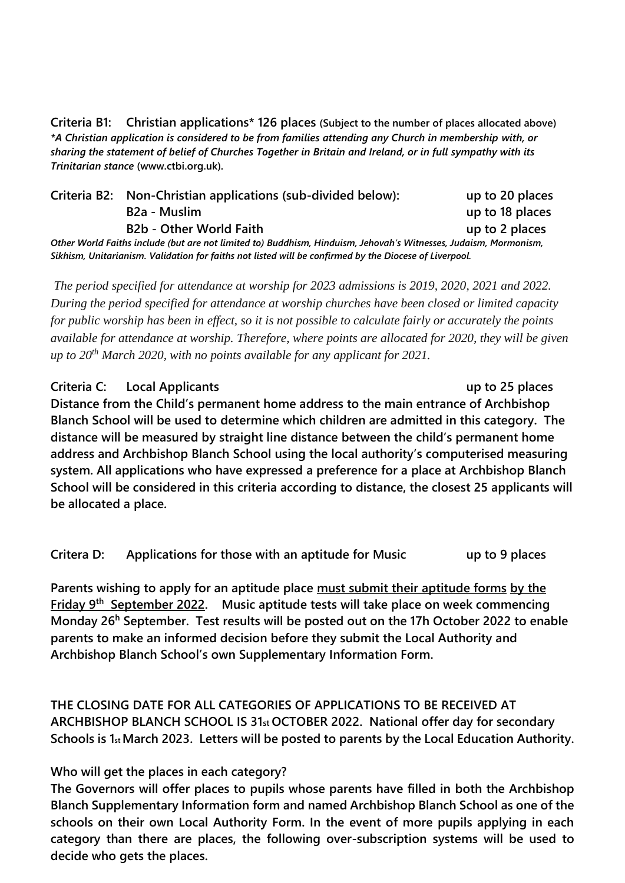**Criteria B1: Christian applications* 126 places** (Subject to the number of places allocated above)
***A Christian application is considered to be from families attending any Church in membership with, or sharing the statement of belief of Churches Together in Britain and Ireland, or in full sympathy with its Trinitarian stance*** **(www.ctbi.org.uk).**

| | | |
|---|---|---|
| **Criteria B2:** | **Non-Christian applications (sub-divided below):** | **up to 20 places** |
| | **B2a - Muslim** | **up to 18 places** |
| | **B2b - Other World Faith** | **up to 2 places** |

***Other World Faiths include (but are not limited to) Buddhism, Hinduism, Jehovah's Witnesses, Judaism, Mormonism, Sikhism, Unitarianism. Validation for faiths not listed will be confirmed by the Diocese of Liverpool.***

*The period specified for attendance at worship for 2023 admissions is 2019, 2020, 2021 and 2022. During the period specified for attendance at worship churches have been closed or limited capacity for public worship has been in effect, so it is not possible to calculate fairly or accurately the points available for attendance at worship. Therefore, where points are allocated for 2020, they will be given up to 20th March 2020, with no points available for any applicant for 2021.*

**Criteria C: Local Applicants up to 25 places**
**Distance from the Child's permanent home address to the main entrance of Archbishop Blanch School will be used to determine which children are admitted in this category. The distance will be measured by straight line distance between the child's permanent home address and Archbishop Blanch School using the local authority's computerised measuring system. All applications who have expressed a preference for a place at Archbishop Blanch School will be considered in this criteria according to distance, the closest 25 applicants will be allocated a place.**

**Critera D: Applications for those with an aptitude for Music up to 9 places**

**Parents wishing to apply for an aptitude place <u>must submit their aptitude forms</u> <u>by the Friday 9th September 2022</u>. Music aptitude tests will take place on week commencing Monday 26h September. Test results will be posted out on the 17h October 2022 to enable parents to make an informed decision before they submit the Local Authority and Archbishop Blanch School's own Supplementary Information Form.**

**THE CLOSING DATE FOR ALL CATEGORIES OF APPLICATIONS TO BE RECEIVED AT ARCHBISHOP BLANCH SCHOOL IS 31st OCTOBER 2022. National offer day for secondary Schools is 1st March 2023. Letters will be posted to parents by the Local Education Authority.**

**Who will get the places in each category?**
**The Governors will offer places to pupils whose parents have filled in both the Archbishop Blanch Supplementary Information form and named Archbishop Blanch School as one of the schools on their own Local Authority Form. In the event of more pupils applying in each category than there are places, the following over-subscription systems will be used to decide who gets the places.**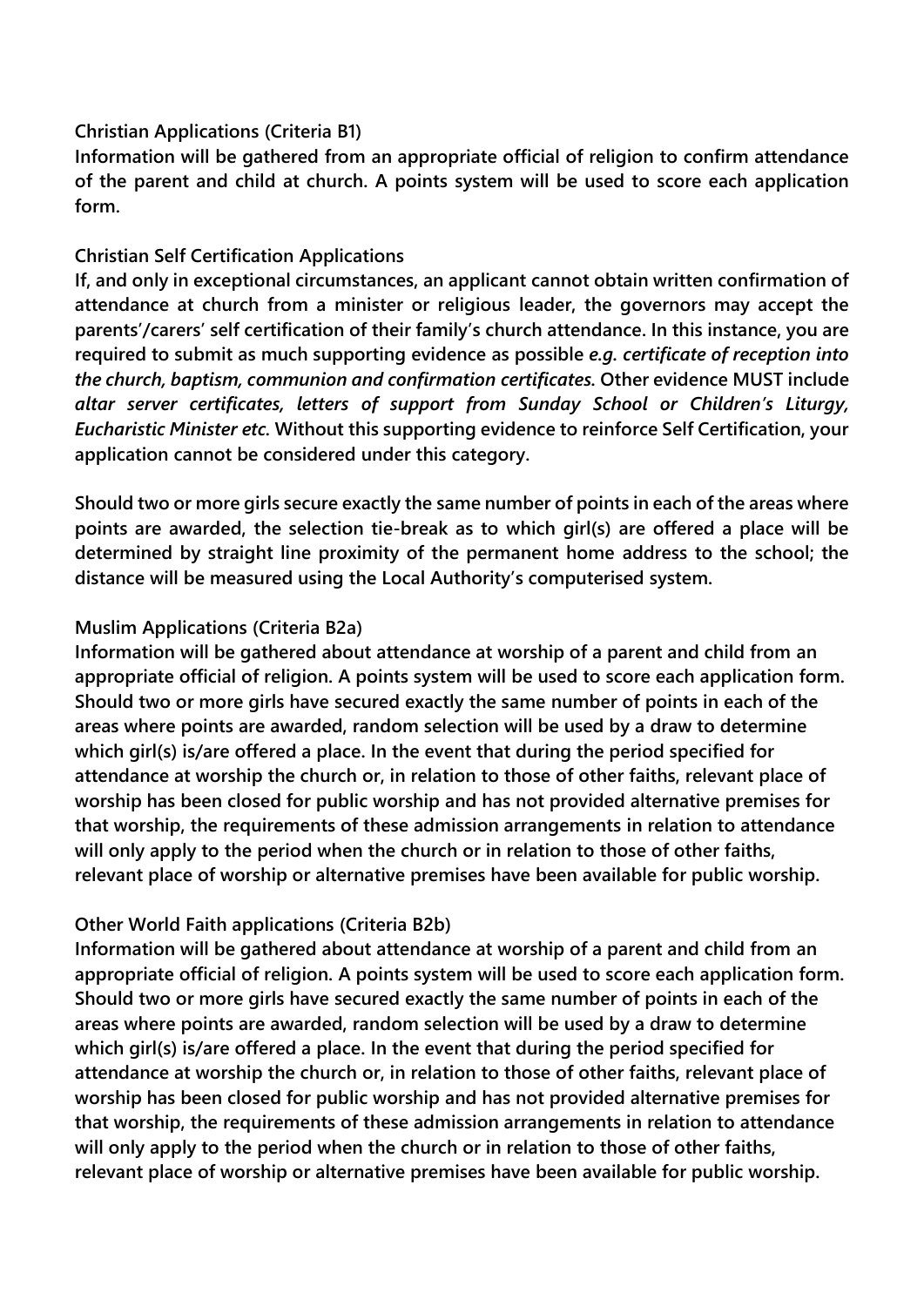**Christian Applications (Criteria B1)**

**Information will be gathered from an appropriate official of religion to confirm attendance of the parent and child at church. A points system will be used to score each application form.**

**Christian Self Certification Applications**

**If, and only in exceptional circumstances, an applicant cannot obtain written confirmation of attendance at church from a minister or religious leader, the governors may accept the parents'/carers' self certification of their family's church attendance. In this instance, you are required to submit as much supporting evidence as possible *e.g. certificate of reception into the church, baptism, communion and confirmation certificates.* Other evidence MUST include *altar server certificates, letters of support from Sunday School or Children's Liturgy, Eucharistic Minister etc.* Without this supporting evidence to reinforce Self Certification, your application cannot be considered under this category.**

**Should two or more girls secure exactly the same number of points in each of the areas where points are awarded, the selection tie-break as to which girl(s) are offered a place will be determined by straight line proximity of the permanent home address to the school; the distance will be measured using the Local Authority's computerised system.**

**Muslim Applications (Criteria B2a)**

**Information will be gathered about attendance at worship of a parent and child from an appropriate official of religion. A points system will be used to score each application form. Should two or more girls have secured exactly the same number of points in each of the areas where points are awarded, random selection will be used by a draw to determine which girl(s) is/are offered a place. In the event that during the period specified for attendance at worship the church or, in relation to those of other faiths, relevant place of worship has been closed for public worship and has not provided alternative premises for that worship, the requirements of these admission arrangements in relation to attendance will only apply to the period when the church or in relation to those of other faiths, relevant place of worship or alternative premises have been available for public worship.**

**Other World Faith applications (Criteria B2b)**

**Information will be gathered about attendance at worship of a parent and child from an appropriate official of religion. A points system will be used to score each application form. Should two or more girls have secured exactly the same number of points in each of the areas where points are awarded, random selection will be used by a draw to determine which girl(s) is/are offered a place. In the event that during the period specified for attendance at worship the church or, in relation to those of other faiths, relevant place of worship has been closed for public worship and has not provided alternative premises for that worship, the requirements of these admission arrangements in relation to attendance will only apply to the period when the church or in relation to those of other faiths, relevant place of worship or alternative premises have been available for public worship.**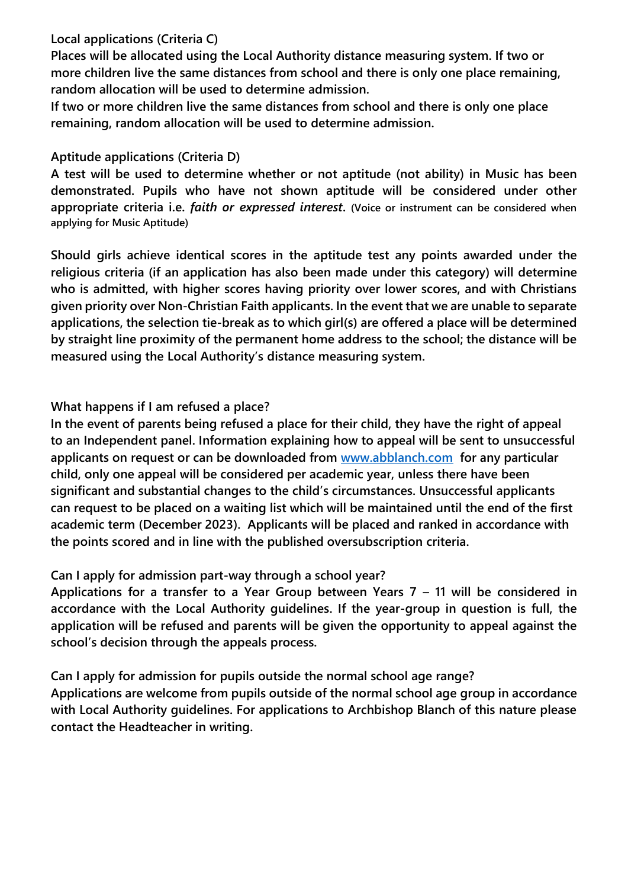**Local applications (Criteria C)**

**Places will be allocated using the Local Authority distance measuring system. If two or more children live the same distances from school and there is only one place remaining, random allocation will be used to determine admission.**

**If two or more children live the same distances from school and there is only one place remaining, random allocation will be used to determine admission.**

**Aptitude applications (Criteria D)**

**A test will be used to determine whether or not aptitude (not ability) in Music has been demonstrated. Pupils who have not shown aptitude will be considered under other appropriate criteria i.e. *faith or expressed interest*. (Voice or instrument can be considered when applying for Music Aptitude)**

**Should girls achieve identical scores in the aptitude test any points awarded under the religious criteria (if an application has also been made under this category) will determine who is admitted, with higher scores having priority over lower scores, and with Christians given priority over Non-Christian Faith applicants. In the event that we are unable to separate applications, the selection tie-break as to which girl(s) are offered a place will be determined by straight line proximity of the permanent home address to the school; the distance will be measured using the Local Authority's distance measuring system.**

**What happens if I am refused a place?**

**In the event of parents being refused a place for their child, they have the right of appeal to an Independent panel. Information explaining how to appeal will be sent to unsuccessful applicants on request or can be downloaded from [www.abblanch.com](www.abblanch.com) for any particular child, only one appeal will be considered per academic year, unless there have been significant and substantial changes to the child's circumstances. Unsuccessful applicants can request to be placed on a waiting list which will be maintained until the end of the first academic term (December 2023). Applicants will be placed and ranked in accordance with the points scored and in line with the published oversubscription criteria.**

**Can I apply for admission part-way through a school year?**

**Applications for a transfer to a Year Group between Years 7 – 11 will be considered in accordance with the Local Authority guidelines. If the year-group in question is full, the application will be refused and parents will be given the opportunity to appeal against the school's decision through the appeals process.**

**Can I apply for admission for pupils outside the normal school age range?**

**Applications are welcome from pupils outside of the normal school age group in accordance with Local Authority guidelines. For applications to Archbishop Blanch of this nature please contact the Headteacher in writing.**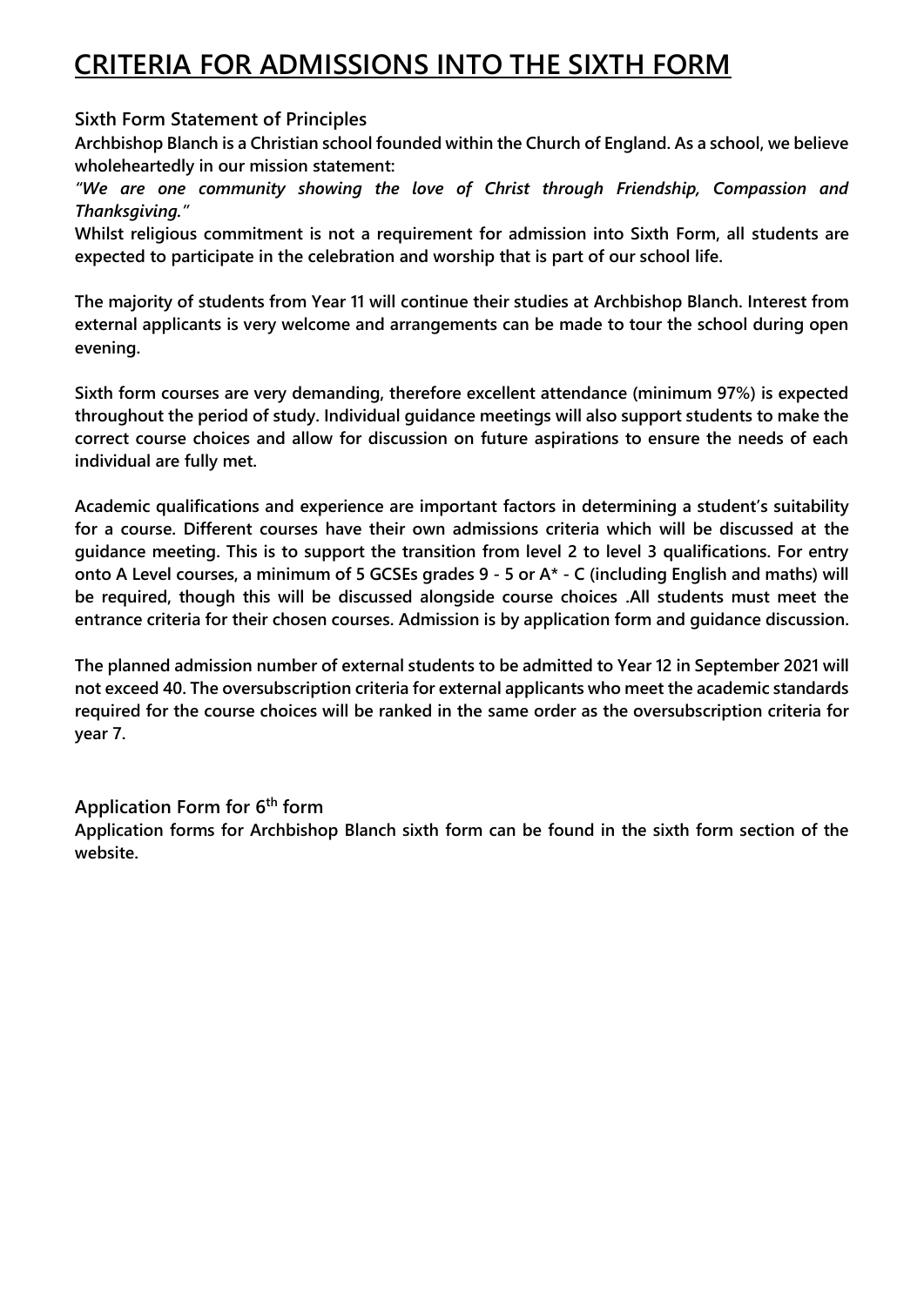# CRITERIA FOR ADMISSIONS INTO THE SIXTH FORM

### Sixth Form Statement of Principles

**Archbishop Blanch is a Christian school founded within the Church of England. As a school, we believe wholeheartedly in our mission statement:**

***"We are one community showing the love of Christ through Friendship, Compassion and Thanksgiving."***

**Whilst religious commitment is not a requirement for admission into Sixth Form, all students are expected to participate in the celebration and worship that is part of our school life.**

**The majority of students from Year 11 will continue their studies at Archbishop Blanch. Interest from external applicants is very welcome and arrangements can be made to tour the school during open evening.**

**Sixth form courses are very demanding, therefore excellent attendance (minimum 97%) is expected throughout the period of study. Individual guidance meetings will also support students to make the correct course choices and allow for discussion on future aspirations to ensure the needs of each individual are fully met.**

**Academic qualifications and experience are important factors in determining a student's suitability for a course. Different courses have their own admissions criteria which will be discussed at the guidance meeting. This is to support the transition from level 2 to level 3 qualifications. For entry onto A Level courses, a minimum of 5 GCSEs grades 9 - 5 or A* - C (including English and maths) will be required, though this will be discussed alongside course choices .All students must meet the entrance criteria for their chosen courses. Admission is by application form and guidance discussion.**

**The planned admission number of external students to be admitted to Year 12 in September 2021 will not exceed 40. The oversubscription criteria for external applicants who meet the academic standards required for the course choices will be ranked in the same order as the oversubscription criteria for year 7.**

### Application Form for 6th form

**Application forms for Archbishop Blanch sixth form can be found in the sixth form section of the website.**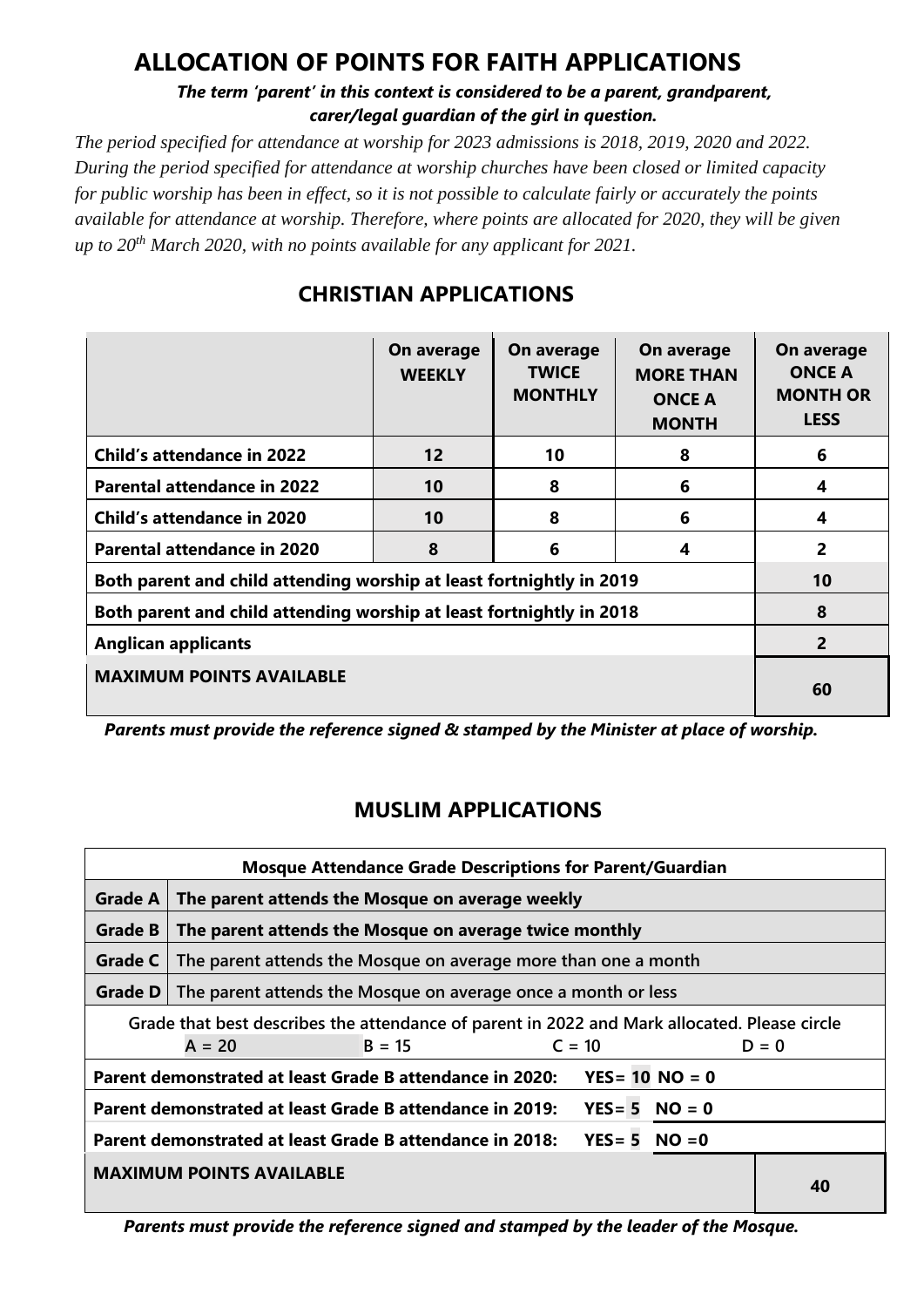# ALLOCATION OF POINTS FOR FAITH APPLICATIONS

***The term 'parent' in this context is considered to be a parent, grandparent, carer/legal guardian of the girl in question.***

*The period specified for attendance at worship for 2023 admissions is 2018, 2019, 2020 and 2022. During the period specified for attendance at worship churches have been closed or limited capacity for public worship has been in effect, so it is not possible to calculate fairly or accurately the points available for attendance at worship. Therefore, where points are allocated for 2020, they will be given up to 20th March 2020, with no points available for any applicant for 2021.*

## CHRISTIAN APPLICATIONS

| | On average WEEKLY | On average TWICE MONTHLY | On average MORE THAN ONCE A MONTH | On average ONCE A MONTH OR LESS |
|---|---|---|---|---|
| **Child's attendance in 2022** | **12** | **10** | **8** | **6** |
| **Parental attendance in 2022** | **10** | **8** | **6** | **4** |
| **Child's attendance in 2020** | **10** | **8** | **6** | **4** |
| **Parental attendance in 2020** | **8** | **6** | **4** | **2** |
| **Both parent and child attending worship at least fortnightly in 2019** | | | | **10** |
| **Both parent and child attending worship at least fortnightly in 2018** | | | | **8** |
| **Anglican applicants** | | | | **2** |
| **MAXIMUM POINTS AVAILABLE** | | | | **60** |

***Parents must provide the reference signed & stamped by the Minister at place of worship.***

## MUSLIM APPLICATIONS

| Mosque Attendance Grade Descriptions for Parent/Guardian | | |
|---|---|---|
| **Grade A** | **The parent attends the Mosque on average weekly** | |
| **Grade B** | **The parent attends the Mosque on average twice monthly** | |
| **Grade C** | The parent attends the Mosque on average more than one a month | |
| **Grade D** | The parent attends the Mosque on average once a month or less | |
| Grade that best describes the attendance of parent in 2022 and Mark allocated. Please circle: A = 20 &nbsp; B = 15 &nbsp; C = 10 &nbsp; D = 0 | | |
| **Parent demonstrated at least Grade B attendance in 2020: YES= 10 NO = 0** | | |
| **Parent demonstrated at least Grade B attendance in 2019: YES= 5 NO = 0** | | |
| **Parent demonstrated at least Grade B attendance in 2018: YES= 5 NO =0** | | |
| **MAXIMUM POINTS AVAILABLE** | | **40** |

***Parents must provide the reference signed and stamped by the leader of the Mosque.***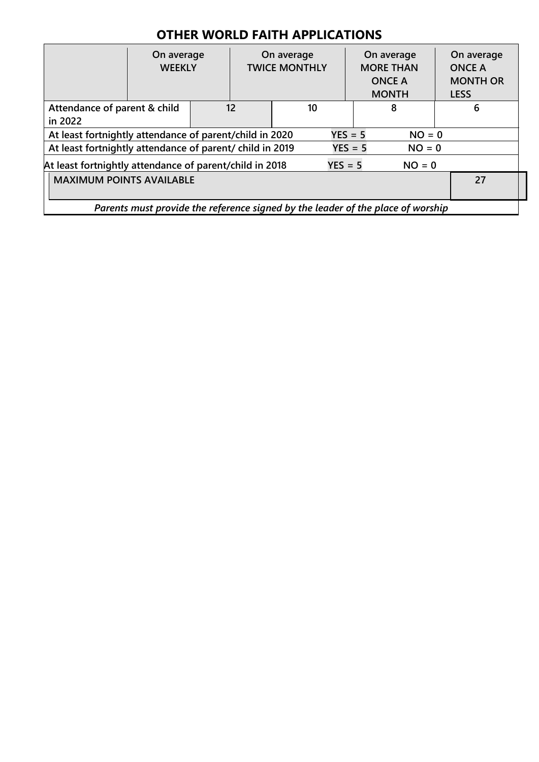## OTHER WORLD FAITH APPLICATIONS

| | On average WEEKLY | On average TWICE MONTHLY | On average MORE THAN ONCE A MONTH | On average ONCE A MONTH OR LESS |
|---|---|---|---|---|
| Attendance of parent & child in 2022 | 12 | 10 | 8 | 6 |
| At least fortnightly attendance of parent/child in 2020 | | YES = 5 | NO = 0 | |
| At least fortnightly attendance of parent/ child in 2019 | | YES = 5 | NO = 0 | |
| At least fortnightly attendance of parent/child in 2018 | | YES = 5 | NO = 0 | |
| MAXIMUM POINTS AVAILABLE | | | | 27 |

*Parents must provide the reference signed by the leader of the place of worship*